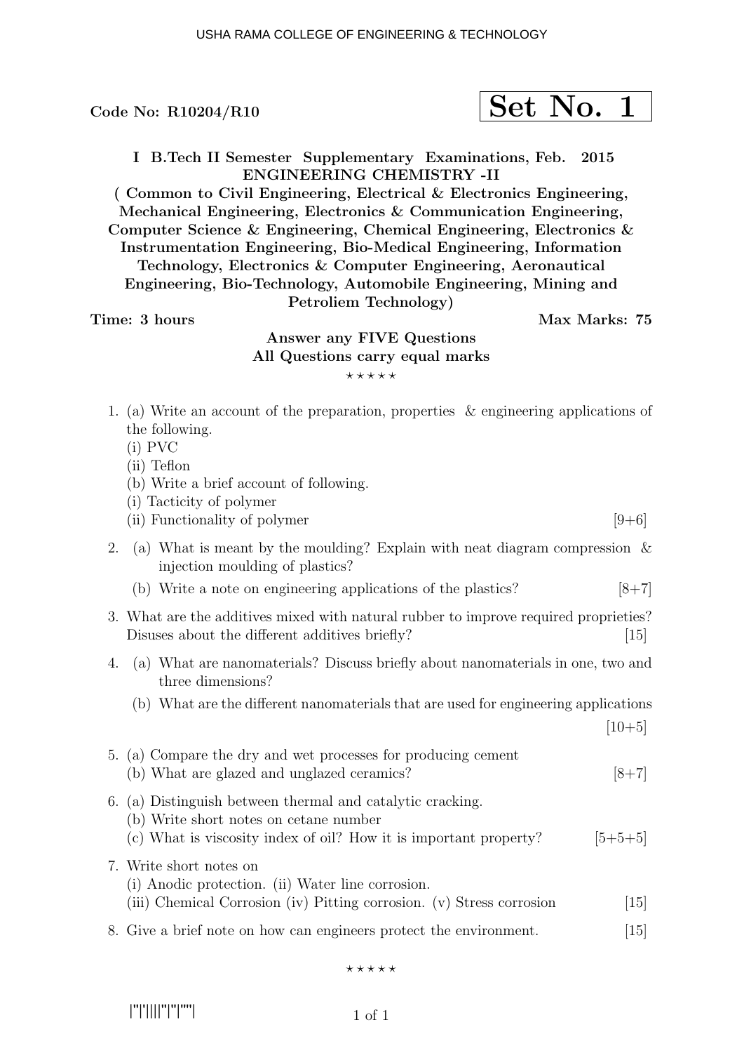Code No: R10204/R10

**Set No. 1**

**I B.Tech II Semester Supplementary Examinations, Feb. 2015**
**ENGINEERING CHEMISTRY -II**
**( Common to Civil Engineering, Electrical & Electronics Engineering, Mechanical Engineering, Electronics & Communication Engineering, Computer Science & Engineering, Chemical Engineering, Electronics & Instrumentation Engineering, Bio-Medical Engineering, Information Technology, Electronics & Computer Engineering, Aeronautical Engineering, Bio-Technology, Automobile Engineering, Mining and Petroliem Technology)**

**Time: 3 hours** **Max Marks: 75**

**Answer any FIVE Questions**
**All Questions carry equal marks**

⋆ ⋆ ⋆ ⋆ ⋆

1. (a) Write an account of the preparation, properties & engineering applications of the following.
   (i) PVC
   (ii) Teflon
   (b) Write a brief account of following.
   (i) Tacticity of polymer
   (ii) Functionality of polymer [9+6]

2. (a) What is meant by the moulding? Explain with neat diagram compression & injection moulding of plastics?
   (b) Write a note on engineering applications of the plastics? [8+7]

3. What are the additives mixed with natural rubber to improve required proprieties? Disuses about the different additives briefly? [15]

4. (a) What are nanomaterials? Discuss briefly about nanomaterials in one, two and three dimensions?
   (b) What are the different nanomaterials that are used for engineering applications [10+5]

5. (a) Compare the dry and wet processes for producing cement
   (b) What are glazed and unglazed ceramics? [8+7]

6. (a) Distinguish between thermal and catalytic cracking.
   (b) Write short notes on cetane number
   (c) What is viscosity index of oil? How it is important property? [5+5+5]

7. Write short notes on
   (i) Anodic protection. (ii) Water line corrosion.
   (iii) Chemical Corrosion (iv) Pitting corrosion. (v) Stress corrosion [15]

8. Give a brief note on how can engineers protect the environment. [15]

⋆ ⋆ ⋆ ⋆ ⋆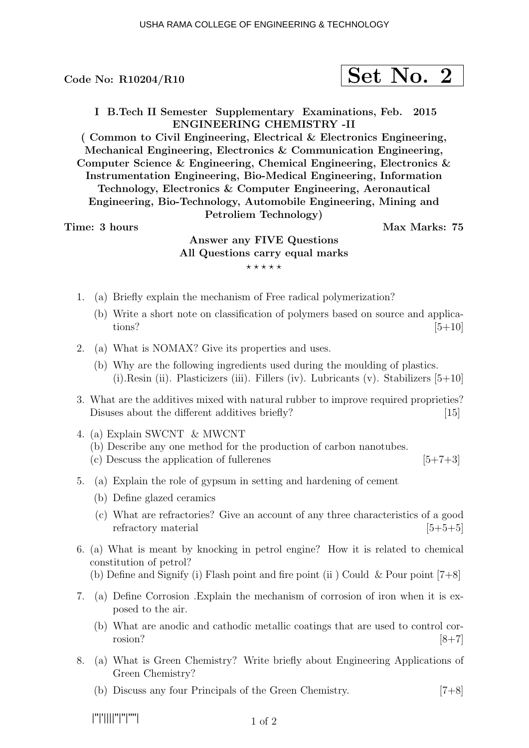Code No: R10204/R10

**Set No. 2**

**I B.Tech II Semester Supplementary Examinations, Feb. 2015**
**ENGINEERING CHEMISTRY -II**
**( Common to Civil Engineering, Electrical & Electronics Engineering, Mechanical Engineering, Electronics & Communication Engineering, Computer Science & Engineering, Chemical Engineering, Electronics & Instrumentation Engineering, Bio-Medical Engineering, Information Technology, Electronics & Computer Engineering, Aeronautical Engineering, Bio-Technology, Automobile Engineering, Mining and Petroliem Technology)**

**Time: 3 hours** **Max Marks: 75**

**Answer any FIVE Questions**
**All Questions carry equal marks**

⋆ ⋆ ⋆ ⋆ ⋆

1. (a) Briefly explain the mechanism of Free radical polymerization?
   (b) Write a short note on classification of polymers based on source and applications? [5+10]

2. (a) What is NOMAX? Give its properties and uses.
   (b) Why are the following ingredients used during the moulding of plastics. (i).Resin (ii). Plasticizers (iii). Fillers (iv). Lubricants (v). Stabilizers [5+10]

3. What are the additives mixed with natural rubber to improve required proprieties? Disuses about the different additives briefly? [15]

4. (a) Explain SWCNT & MWCNT
   (b) Describe any one method for the production of carbon nanotubes.
   (c) Descuss the application of fullerenes [5+7+3]

5. (a) Explain the role of gypsum in setting and hardening of cement
   (b) Define glazed ceramics
   (c) What are refractories? Give an account of any three characteristics of a good refractory material [5+5+5]

6. (a) What is meant by knocking in petrol engine? How it is related to chemical constitution of petrol?
   (b) Define and Signify (i) Flash point and fire point (ii ) Could & Pour point [7+8]

7. (a) Define Corrosion .Explain the mechanism of corrosion of iron when it is exposed to the air.
   (b) What are anodic and cathodic metallic coatings that are used to control corrosion? [8+7]

8. (a) What is Green Chemistry? Write briefly about Engineering Applications of Green Chemistry?
   (b) Discuss any four Principals of the Green Chemistry. [7+8]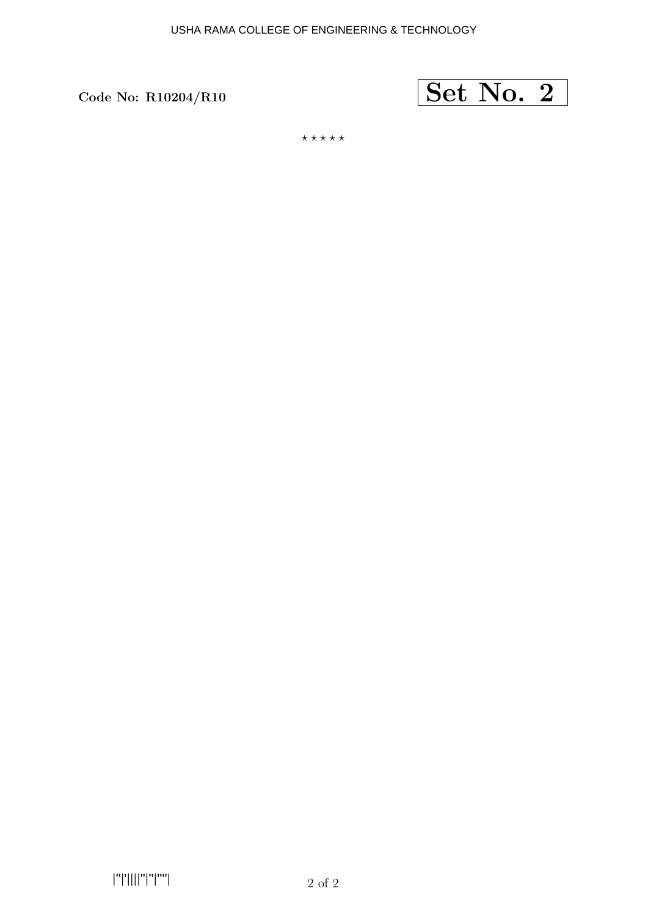Code No: R10204/R10

**Set No. 2**

⋆ ⋆ ⋆ ⋆ ⋆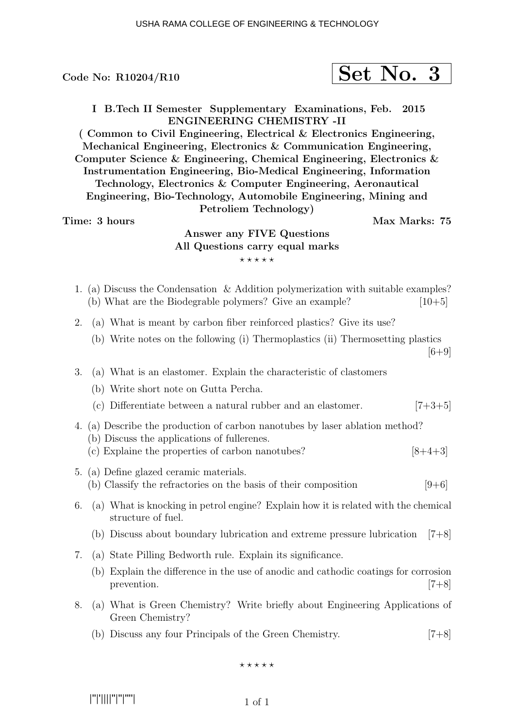Code No: R10204/R10

**Set No. 3**

**I B.Tech II Semester Supplementary Examinations, Feb. 2015**
**ENGINEERING CHEMISTRY -II**
**( Common to Civil Engineering, Electrical & Electronics Engineering, Mechanical Engineering, Electronics & Communication Engineering, Computer Science & Engineering, Chemical Engineering, Electronics & Instrumentation Engineering, Bio-Medical Engineering, Information Technology, Electronics & Computer Engineering, Aeronautical Engineering, Bio-Technology, Automobile Engineering, Mining and Petroliem Technology)**

**Time: 3 hours** **Max Marks: 75**

**Answer any FIVE Questions**
**All Questions carry equal marks**

⋆ ⋆ ⋆ ⋆ ⋆

1. (a) Discuss the Condensation & Addition polymerization with suitable examples?
   (b) What are the Biodegrable polymers? Give an example? [10+5]

2. (a) What is meant by carbon fiber reinforced plastics? Give its use?
   (b) Write notes on the following (i) Thermoplastics (ii) Thermosetting plastics [6+9]

3. (a) What is an elastomer. Explain the characteristic of clastomers
   (b) Write short note on Gutta Percha.
   (c) Differentiate between a natural rubber and an elastomer. [7+3+5]

4. (a) Describe the production of carbon nanotubes by laser ablation method?
   (b) Discuss the applications of fullerenes.
   (c) Explaine the properties of carbon nanotubes? [8+4+3]

5. (a) Define glazed ceramic materials.
   (b) Classify the refractories on the basis of their composition [9+6]

6. (a) What is knocking in petrol engine? Explain how it is related with the chemical structure of fuel.
   (b) Discuss about boundary lubrication and extreme pressure lubrication [7+8]

7. (a) State Pilling Bedworth rule. Explain its significance.
   (b) Explain the difference in the use of anodic and cathodic coatings for corrosion prevention. [7+8]

8. (a) What is Green Chemistry? Write briefly about Engineering Applications of Green Chemistry?
   (b) Discuss any four Principals of the Green Chemistry. [7+8]

⋆ ⋆ ⋆ ⋆ ⋆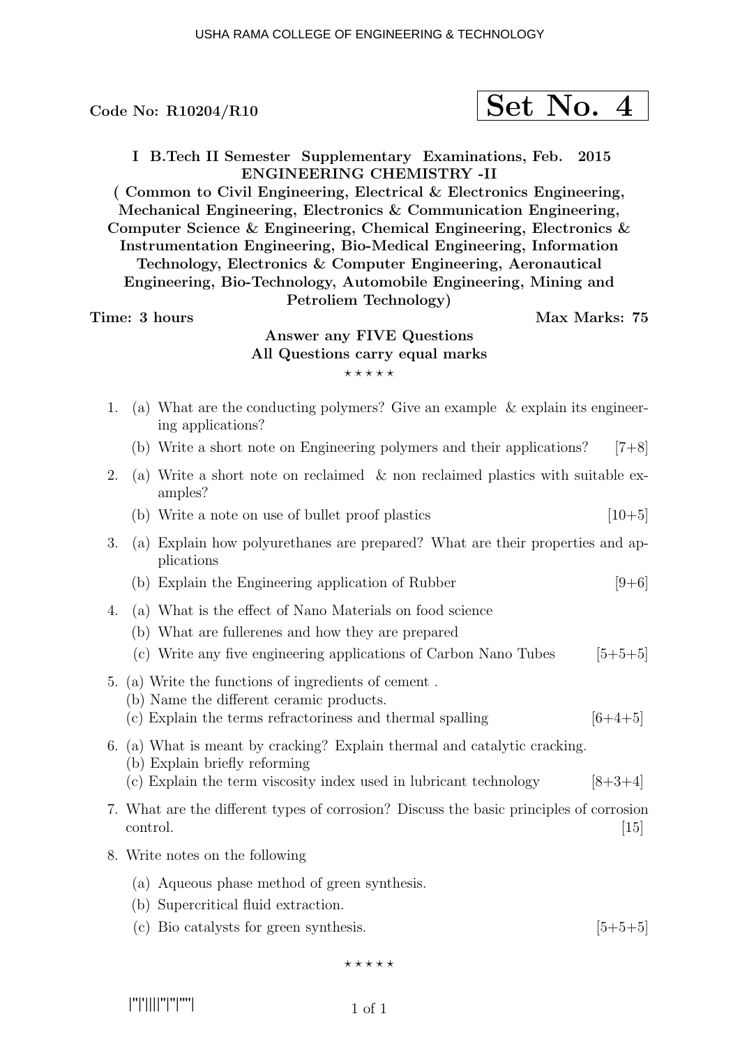Code No: R10204/R10

**Set No. 4**

**I B.Tech II Semester Supplementary Examinations, Feb. 2015**
**ENGINEERING CHEMISTRY -II**
**( Common to Civil Engineering, Electrical & Electronics Engineering, Mechanical Engineering, Electronics & Communication Engineering, Computer Science & Engineering, Chemical Engineering, Electronics & Instrumentation Engineering, Bio-Medical Engineering, Information Technology, Electronics & Computer Engineering, Aeronautical Engineering, Bio-Technology, Automobile Engineering, Mining and Petroliem Technology)**

**Time: 3 hours** **Max Marks: 75**

**Answer any FIVE Questions**
**All Questions carry equal marks**

⋆ ⋆ ⋆ ⋆ ⋆

1. (a) What are the conducting polymers? Give an example & explain its engineering applications?
   (b) Write a short note on Engineering polymers and their applications? [7+8]

2. (a) Write a short note on reclaimed & non reclaimed plastics with suitable examples?
   (b) Write a note on use of bullet proof plastics [10+5]

3. (a) Explain how polyurethanes are prepared? What are their properties and applications
   (b) Explain the Engineering application of Rubber [9+6]

4. (a) What is the effect of Nano Materials on food science
   (b) What are fullerenes and how they are prepared
   (c) Write any five engineering applications of Carbon Nano Tubes [5+5+5]

5. (a) Write the functions of ingredients of cement .
   (b) Name the different ceramic products.
   (c) Explain the terms refractoriness and thermal spalling [6+4+5]

6. (a) What is meant by cracking? Explain thermal and catalytic cracking.
   (b) Explain briefly reforming
   (c) Explain the term viscosity index used in lubricant technology [8+3+4]

7. What are the different types of corrosion? Discuss the basic principles of corrosion control. [15]

8. Write notes on the following
   (a) Aqueous phase method of green synthesis.
   (b) Supercritical fluid extraction.
   (c) Bio catalysts for green synthesis. [5+5+5]

⋆ ⋆ ⋆ ⋆ ⋆